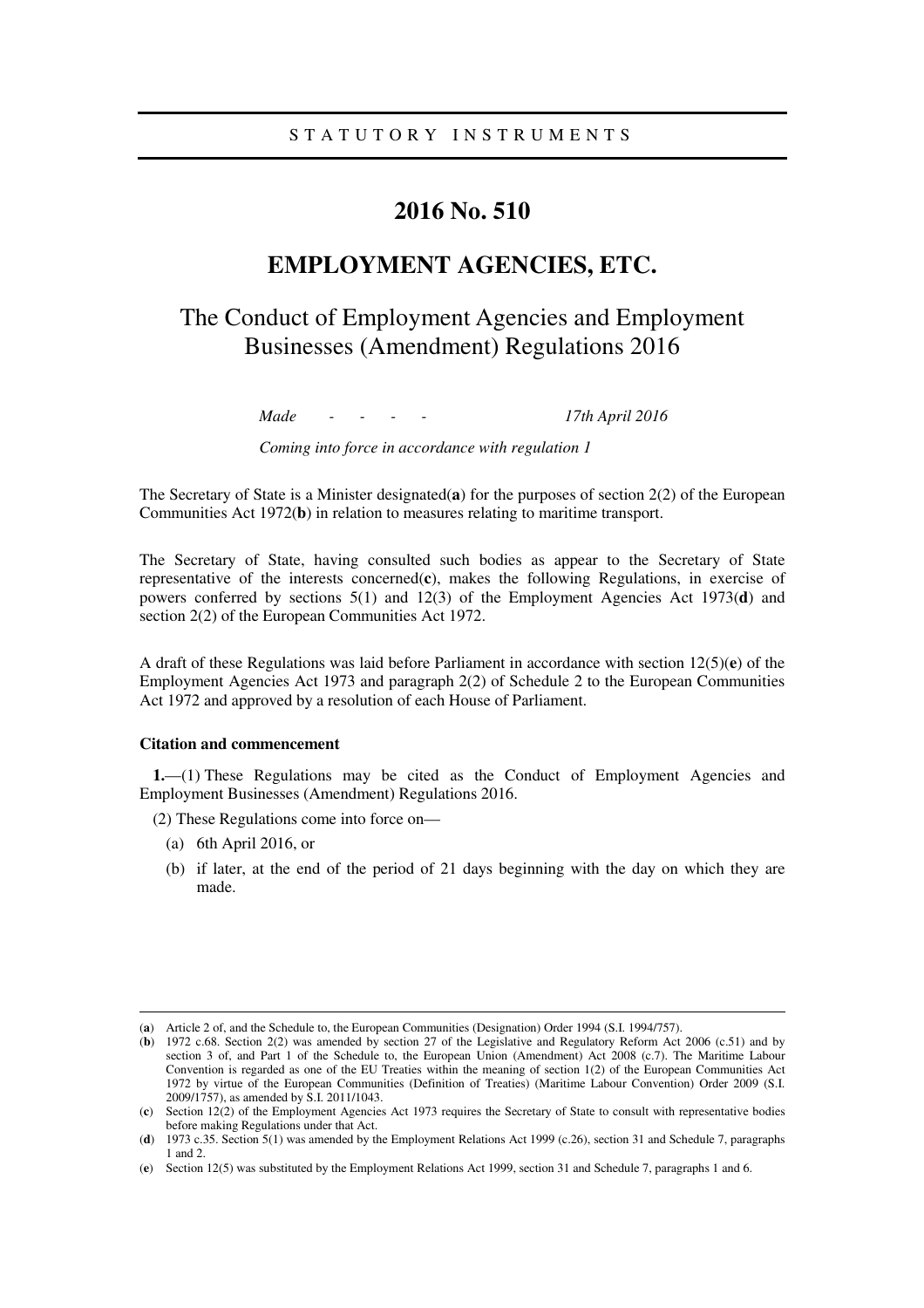STATUTORY INSTRUMENTS

# 2016 No. 510

# EMPLOYMENT AGENCIES, ETC.

## The Conduct of Employment Agencies and Employment Businesses (Amendment) Regulations 2016

*Made - - - - 17th April 2016*

*Coming into force in accordance with regulation 1*

The Secretary of State is a Minister designated(**a**) for the purposes of section 2(2) of the European Communities Act 1972(**b**) in relation to measures relating to maritime transport.

The Secretary of State, having consulted such bodies as appear to the Secretary of State representative of the interests concerned(**c**), makes the following Regulations, in exercise of powers conferred by sections 5(1) and 12(3) of the Employment Agencies Act 1973(**d**) and section 2(2) of the European Communities Act 1972.

A draft of these Regulations was laid before Parliament in accordance with section 12(5)(**e**) of the Employment Agencies Act 1973 and paragraph 2(2) of Schedule 2 to the European Communities Act 1972 and approved by a resolution of each House of Parliament.

### Citation and commencement

**1.**—(1) These Regulations may be cited as the Conduct of Employment Agencies and Employment Businesses (Amendment) Regulations 2016.

(2) These Regulations come into force on—

(a) 6th April 2016, or

(b) if later, at the end of the period of 21 days beginning with the day on which they are made.

---

(**a**) Article 2 of, and the Schedule to, the European Communities (Designation) Order 1994 (S.I. 1994/757).

(**b**) 1972 c.68. Section 2(2) was amended by section 27 of the Legislative and Regulatory Reform Act 2006 (c.51) and by section 3 of, and Part 1 of the Schedule to, the European Union (Amendment) Act 2008 (c.7). The Maritime Labour Convention is regarded as one of the EU Treaties within the meaning of section 1(2) of the European Communities Act 1972 by virtue of the European Communities (Definition of Treaties) (Maritime Labour Convention) Order 2009 (S.I. 2009/1757), as amended by S.I. 2011/1043.

(**c**) Section 12(2) of the Employment Agencies Act 1973 requires the Secretary of State to consult with representative bodies before making Regulations under that Act.

(**d**) 1973 c.35. Section 5(1) was amended by the Employment Relations Act 1999 (c.26), section 31 and Schedule 7, paragraphs 1 and 2.

(**e**) Section 12(5) was substituted by the Employment Relations Act 1999, section 31 and Schedule 7, paragraphs 1 and 6.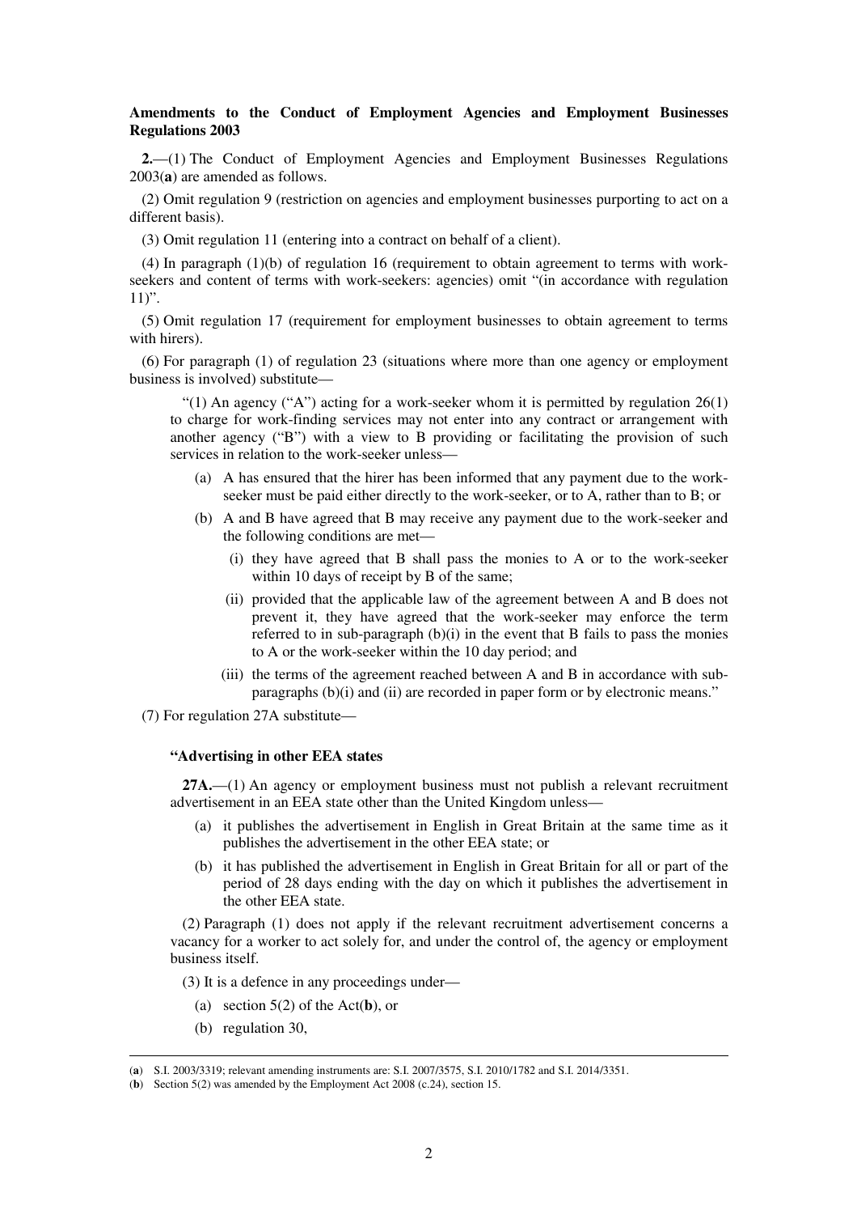**Amendments to the Conduct of Employment Agencies and Employment Businesses Regulations 2003**

**2.**—(1) The Conduct of Employment Agencies and Employment Businesses Regulations 2003(**a**) are amended as follows.

(2) Omit regulation 9 (restriction on agencies and employment businesses purporting to act on a different basis).

(3) Omit regulation 11 (entering into a contract on behalf of a client).

(4) In paragraph (1)(b) of regulation 16 (requirement to obtain agreement to terms with work-seekers and content of terms with work-seekers: agencies) omit "(in accordance with regulation 11)".

(5) Omit regulation 17 (requirement for employment businesses to obtain agreement to terms with hirers).

(6) For paragraph (1) of regulation 23 (situations where more than one agency or employment business is involved) substitute—

"(1) An agency ("A") acting for a work-seeker whom it is permitted by regulation 26(1) to charge for work-finding services may not enter into any contract or arrangement with another agency ("B") with a view to B providing or facilitating the provision of such services in relation to the work-seeker unless—

- (a) A has ensured that the hirer has been informed that any payment due to the work-seeker must be paid either directly to the work-seeker, or to A, rather than to B; or
- (b) A and B have agreed that B may receive any payment due to the work-seeker and the following conditions are met—
  - (i) they have agreed that B shall pass the monies to A or to the work-seeker within 10 days of receipt by B of the same;
  - (ii) provided that the applicable law of the agreement between A and B does not prevent it, they have agreed that the work-seeker may enforce the term referred to in sub-paragraph (b)(i) in the event that B fails to pass the monies to A or the work-seeker within the 10 day period; and
  - (iii) the terms of the agreement reached between A and B in accordance with sub-paragraphs (b)(i) and (ii) are recorded in paper form or by electronic means."

(7) For regulation 27A substitute—

**"Advertising in other EEA states**

**27A.**—(1) An agency or employment business must not publish a relevant recruitment advertisement in an EEA state other than the United Kingdom unless—

- (a) it publishes the advertisement in English in Great Britain at the same time as it publishes the advertisement in the other EEA state; or
- (b) it has published the advertisement in English in Great Britain for all or part of the period of 28 days ending with the day on which it publishes the advertisement in the other EEA state.

(2) Paragraph (1) does not apply if the relevant recruitment advertisement concerns a vacancy for a worker to act solely for, and under the control of, the agency or employment business itself.

(3) It is a defence in any proceedings under—

- (a) section 5(2) of the Act(**b**), or
- (b) regulation 30,

---

(**a**) S.I. 2003/3319; relevant amending instruments are: S.I. 2007/3575, S.I. 2010/1782 and S.I. 2014/3351.

(**b**) Section 5(2) was amended by the Employment Act 2008 (c.24), section 15.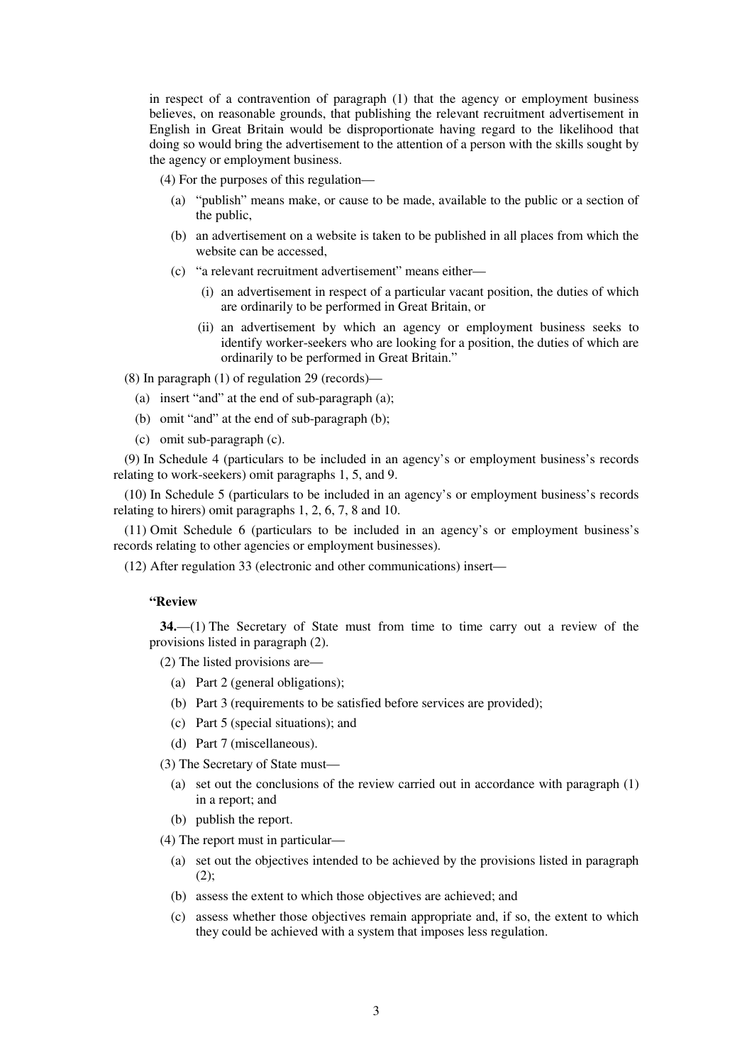in respect of a contravention of paragraph (1) that the agency or employment business believes, on reasonable grounds, that publishing the relevant recruitment advertisement in English in Great Britain would be disproportionate having regard to the likelihood that doing so would bring the advertisement to the attention of a person with the skills sought by the agency or employment business.

(4) For the purposes of this regulation—

(a) "publish" means make, or cause to be made, available to the public or a section of the public,

(b) an advertisement on a website is taken to be published in all places from which the website can be accessed,

(c) "a relevant recruitment advertisement" means either—

(i) an advertisement in respect of a particular vacant position, the duties of which are ordinarily to be performed in Great Britain, or

(ii) an advertisement by which an agency or employment business seeks to identify worker-seekers who are looking for a position, the duties of which are ordinarily to be performed in Great Britain."

(8) In paragraph (1) of regulation 29 (records)—

(a) insert "and" at the end of sub-paragraph (a);

(b) omit "and" at the end of sub-paragraph (b);

(c) omit sub-paragraph (c).

(9) In Schedule 4 (particulars to be included in an agency's or employment business's records relating to work-seekers) omit paragraphs 1, 5, and 9.

(10) In Schedule 5 (particulars to be included in an agency's or employment business's records relating to hirers) omit paragraphs 1, 2, 6, 7, 8 and 10.

(11) Omit Schedule 6 (particulars to be included in an agency's or employment business's records relating to other agencies or employment businesses).

(12) After regulation 33 (electronic and other communications) insert—

**"Review**

**34.**—(1) The Secretary of State must from time to time carry out a review of the provisions listed in paragraph (2).

(2) The listed provisions are—

(a) Part 2 (general obligations);

(b) Part 3 (requirements to be satisfied before services are provided);

(c) Part 5 (special situations); and

(d) Part 7 (miscellaneous).

(3) The Secretary of State must—

(a) set out the conclusions of the review carried out in accordance with paragraph (1) in a report; and

(b) publish the report.

(4) The report must in particular—

(a) set out the objectives intended to be achieved by the provisions listed in paragraph (2);

(b) assess the extent to which those objectives are achieved; and

(c) assess whether those objectives remain appropriate and, if so, the extent to which they could be achieved with a system that imposes less regulation.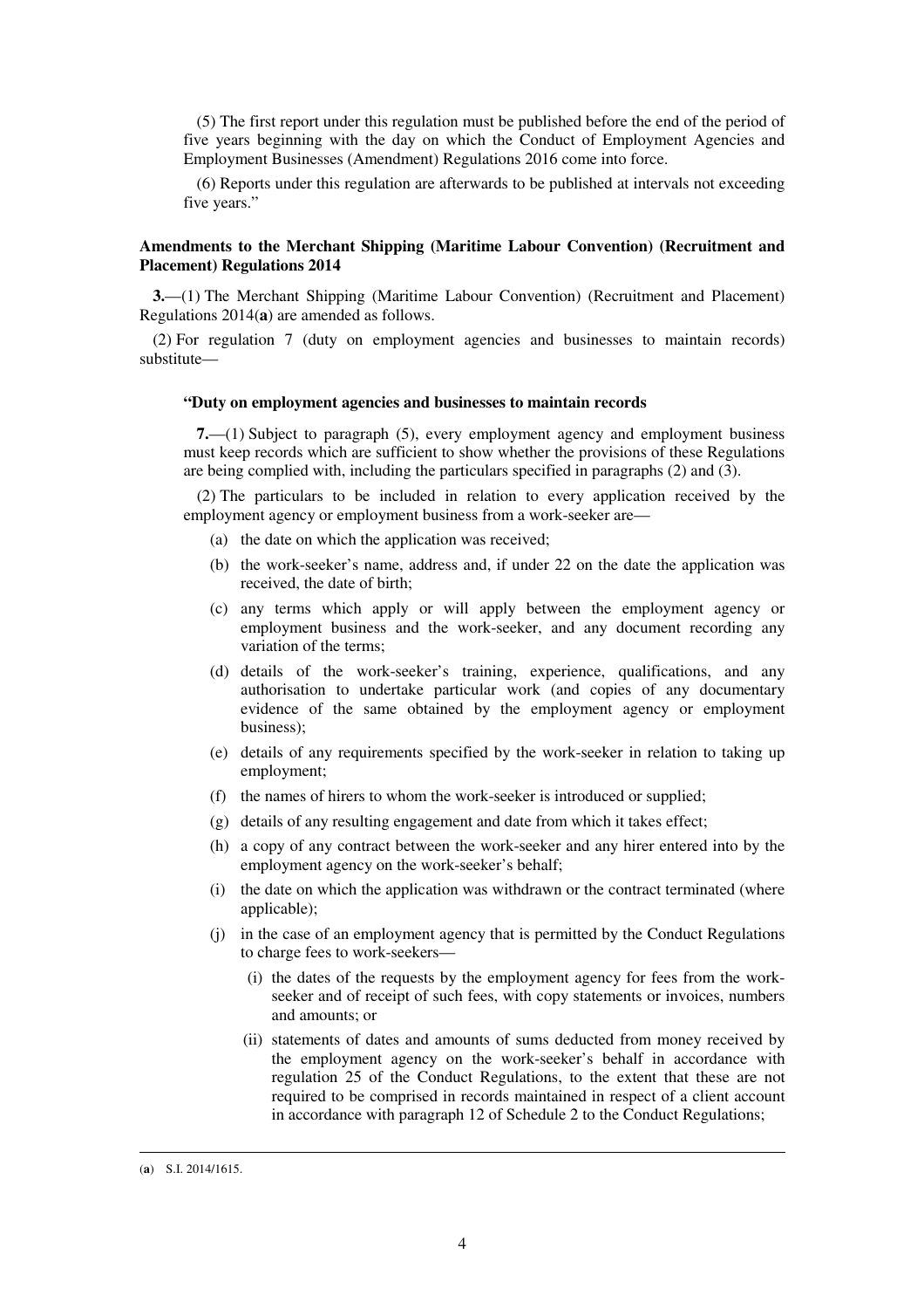(5) The first report under this regulation must be published before the end of the period of five years beginning with the day on which the Conduct of Employment Agencies and Employment Businesses (Amendment) Regulations 2016 come into force.

(6) Reports under this regulation are afterwards to be published at intervals not exceeding five years."

**Amendments to the Merchant Shipping (Maritime Labour Convention) (Recruitment and Placement) Regulations 2014**

**3.**—(1) The Merchant Shipping (Maritime Labour Convention) (Recruitment and Placement) Regulations 2014(**a**) are amended as follows.

(2) For regulation 7 (duty on employment agencies and businesses to maintain records) substitute—

**"Duty on employment agencies and businesses to maintain records**

**7.**—(1) Subject to paragraph (5), every employment agency and employment business must keep records which are sufficient to show whether the provisions of these Regulations are being complied with, including the particulars specified in paragraphs (2) and (3).

(2) The particulars to be included in relation to every application received by the employment agency or employment business from a work-seeker are—

(a) the date on which the application was received;

(b) the work-seeker's name, address and, if under 22 on the date the application was received, the date of birth;

(c) any terms which apply or will apply between the employment agency or employment business and the work-seeker, and any document recording any variation of the terms;

(d) details of the work-seeker's training, experience, qualifications, and any authorisation to undertake particular work (and copies of any documentary evidence of the same obtained by the employment agency or employment business);

(e) details of any requirements specified by the work-seeker in relation to taking up employment;

(f) the names of hirers to whom the work-seeker is introduced or supplied;

(g) details of any resulting engagement and date from which it takes effect;

(h) a copy of any contract between the work-seeker and any hirer entered into by the employment agency on the work-seeker's behalf;

(i) the date on which the application was withdrawn or the contract terminated (where applicable);

(j) in the case of an employment agency that is permitted by the Conduct Regulations to charge fees to work-seekers—

(i) the dates of the requests by the employment agency for fees from the work-seeker and of receipt of such fees, with copy statements or invoices, numbers and amounts; or

(ii) statements of dates and amounts of sums deducted from money received by the employment agency on the work-seeker's behalf in accordance with regulation 25 of the Conduct Regulations, to the extent that these are not required to be comprised in records maintained in respect of a client account in accordance with paragraph 12 of Schedule 2 to the Conduct Regulations;

(**a**) S.I. 2014/1615.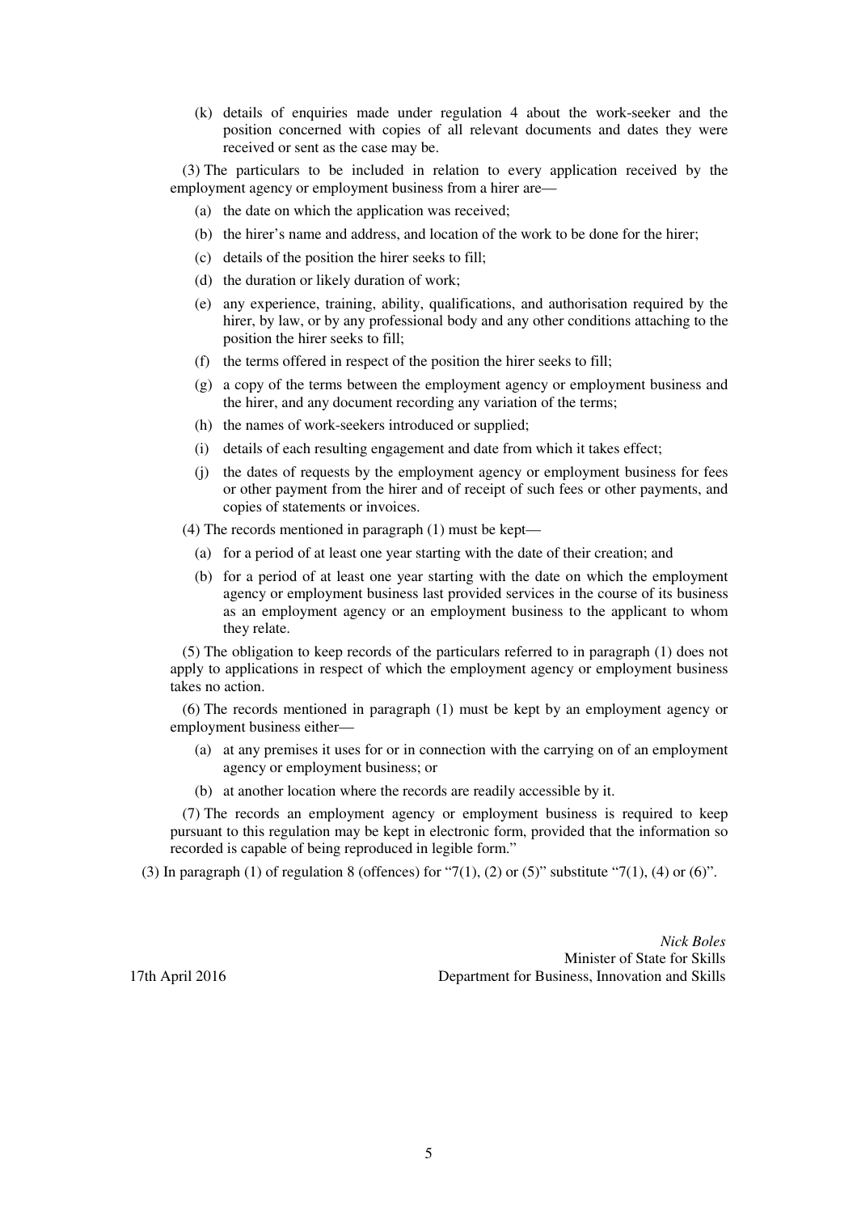(k) details of enquiries made under regulation 4 about the work-seeker and the position concerned with copies of all relevant documents and dates they were received or sent as the case may be.

(3) The particulars to be included in relation to every application received by the employment agency or employment business from a hirer are—

(a) the date on which the application was received;

(b) the hirer's name and address, and location of the work to be done for the hirer;

(c) details of the position the hirer seeks to fill;

(d) the duration or likely duration of work;

(e) any experience, training, ability, qualifications, and authorisation required by the hirer, by law, or by any professional body and any other conditions attaching to the position the hirer seeks to fill;

(f) the terms offered in respect of the position the hirer seeks to fill;

(g) a copy of the terms between the employment agency or employment business and the hirer, and any document recording any variation of the terms;

(h) the names of work-seekers introduced or supplied;

(i) details of each resulting engagement and date from which it takes effect;

(j) the dates of requests by the employment agency or employment business for fees or other payment from the hirer and of receipt of such fees or other payments, and copies of statements or invoices.

(4) The records mentioned in paragraph (1) must be kept—

(a) for a period of at least one year starting with the date of their creation; and

(b) for a period of at least one year starting with the date on which the employment agency or employment business last provided services in the course of its business as an employment agency or an employment business to the applicant to whom they relate.

(5) The obligation to keep records of the particulars referred to in paragraph (1) does not apply to applications in respect of which the employment agency or employment business takes no action.

(6) The records mentioned in paragraph (1) must be kept by an employment agency or employment business either—

(a) at any premises it uses for or in connection with the carrying on of an employment agency or employment business; or

(b) at another location where the records are readily accessible by it.

(7) The records an employment agency or employment business is required to keep pursuant to this regulation may be kept in electronic form, provided that the information so recorded is capable of being reproduced in legible form."

(3) In paragraph (1) of regulation 8 (offences) for "7(1), (2) or (5)" substitute "7(1), (4) or (6)".

*Nick Boles*
Minister of State for Skills
Department for Business, Innovation and Skills

17th April 2016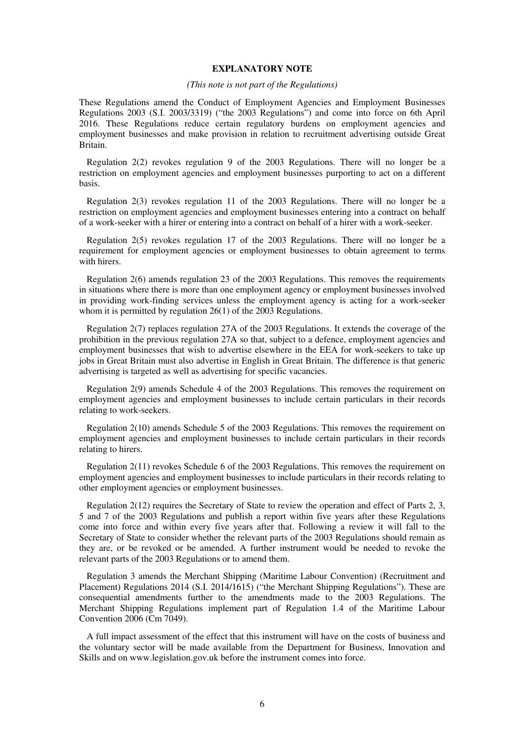# EXPLANATORY NOTE

*(This note is not part of the Regulations)*

These Regulations amend the Conduct of Employment Agencies and Employment Businesses Regulations 2003 (S.I. 2003/3319) ("the 2003 Regulations") and come into force on 6th April 2016. These Regulations reduce certain regulatory burdens on employment agencies and employment businesses and make provision in relation to recruitment advertising outside Great Britain.

Regulation 2(2) revokes regulation 9 of the 2003 Regulations. There will no longer be a restriction on employment agencies and employment businesses purporting to act on a different basis.

Regulation 2(3) revokes regulation 11 of the 2003 Regulations. There will no longer be a restriction on employment agencies and employment businesses entering into a contract on behalf of a work-seeker with a hirer or entering into a contract on behalf of a hirer with a work-seeker.

Regulation 2(5) revokes regulation 17 of the 2003 Regulations. There will no longer be a requirement for employment agencies or employment businesses to obtain agreement to terms with hirers.

Regulation 2(6) amends regulation 23 of the 2003 Regulations. This removes the requirements in situations where there is more than one employment agency or employment businesses involved in providing work-finding services unless the employment agency is acting for a work-seeker whom it is permitted by regulation 26(1) of the 2003 Regulations.

Regulation 2(7) replaces regulation 27A of the 2003 Regulations. It extends the coverage of the prohibition in the previous regulation 27A so that, subject to a defence, employment agencies and employment businesses that wish to advertise elsewhere in the EEA for work-seekers to take up jobs in Great Britain must also advertise in English in Great Britain. The difference is that generic advertising is targeted as well as advertising for specific vacancies.

Regulation 2(9) amends Schedule 4 of the 2003 Regulations. This removes the requirement on employment agencies and employment businesses to include certain particulars in their records relating to work-seekers.

Regulation 2(10) amends Schedule 5 of the 2003 Regulations. This removes the requirement on employment agencies and employment businesses to include certain particulars in their records relating to hirers.

Regulation 2(11) revokes Schedule 6 of the 2003 Regulations. This removes the requirement on employment agencies and employment businesses to include particulars in their records relating to other employment agencies or employment businesses.

Regulation 2(12) requires the Secretary of State to review the operation and effect of Parts 2, 3, 5 and 7 of the 2003 Regulations and publish a report within five years after these Regulations come into force and within every five years after that. Following a review it will fall to the Secretary of State to consider whether the relevant parts of the 2003 Regulations should remain as they are, or be revoked or be amended. A further instrument would be needed to revoke the relevant parts of the 2003 Regulations or to amend them.

Regulation 3 amends the Merchant Shipping (Maritime Labour Convention) (Recruitment and Placement) Regulations 2014 (S.I. 2014/1615) ("the Merchant Shipping Regulations"). These are consequential amendments further to the amendments made to the 2003 Regulations. The Merchant Shipping Regulations implement part of Regulation 1.4 of the Maritime Labour Convention 2006 (Cm 7049).

A full impact assessment of the effect that this instrument will have on the costs of business and the voluntary sector will be made available from the Department for Business, Innovation and Skills and on www.legislation.gov.uk before the instrument comes into force.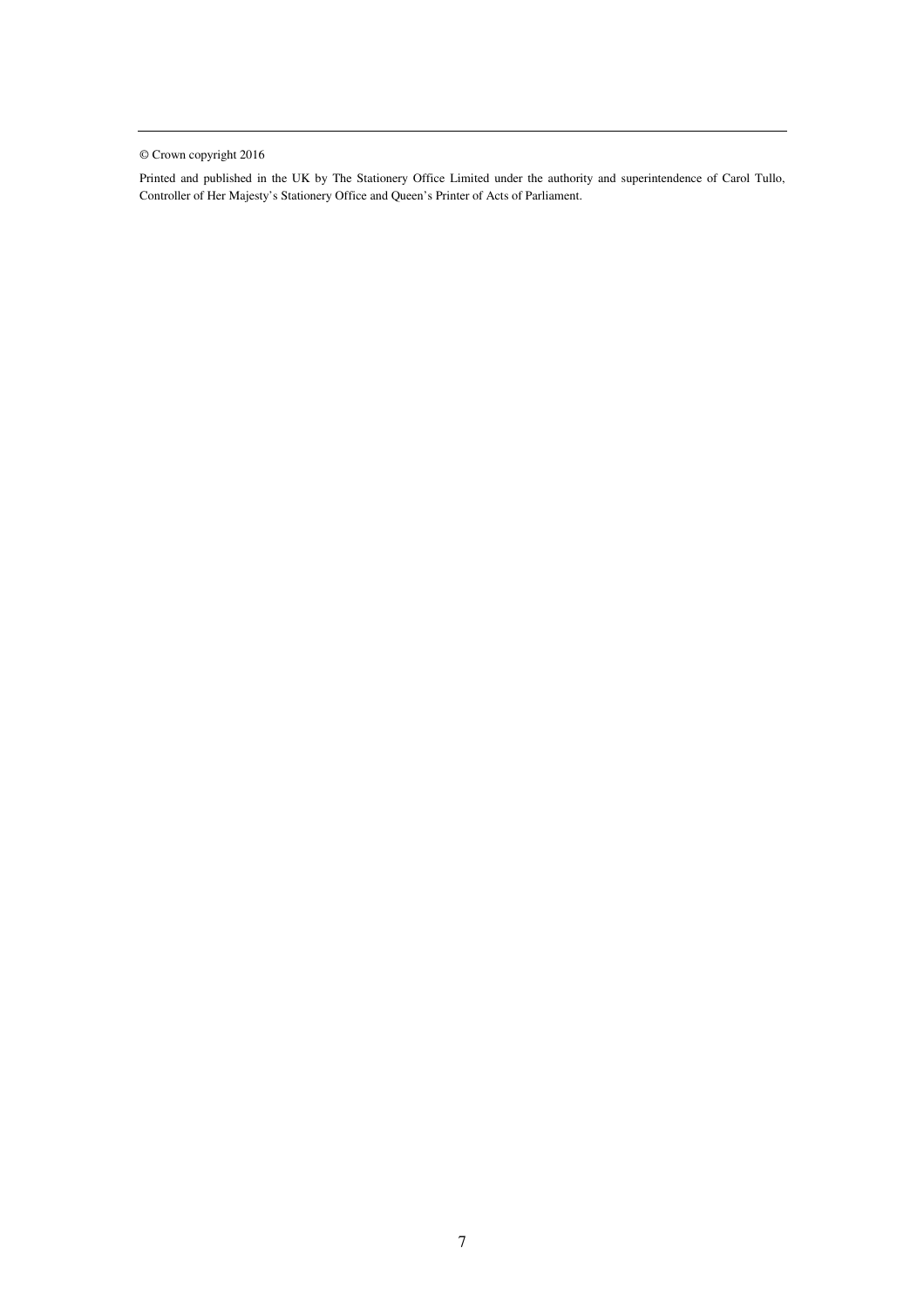---

© Crown copyright 2016

Printed and published in the UK by The Stationery Office Limited under the authority and superintendence of Carol Tullo, Controller of Her Majesty's Stationery Office and Queen's Printer of Acts of Parliament.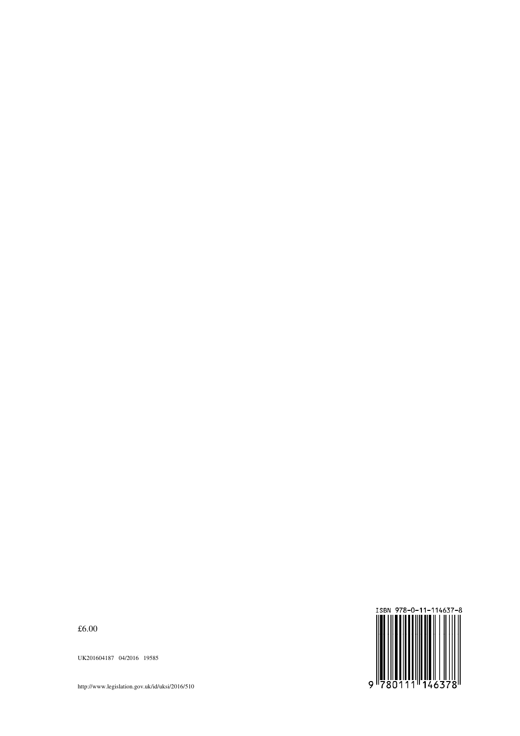£6.00

UK201604187 04/2016 19585

http://www.legislation.gov.uk/id/uksi/2016/510

ISBN 978-0-11-114637-8

9 780111 146378